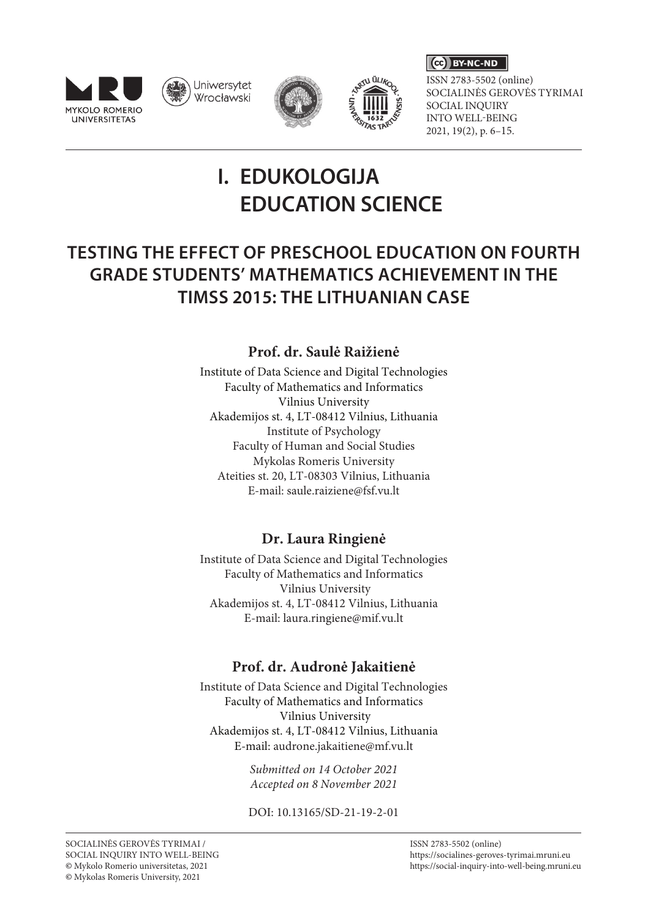# I. EDUKOLOGIJA EDUCATION SCIENCE

## TESTING THE EFFECT OF PRESCHOOL EDUCATION ON FOURTH GRADE STUDENTS' MATHEMATICS ACHIEVEMENT IN THE TIMSS 2015: THE LITHUANIAN CASE

**Prof. dr. Saulė Raižienė**

Institute of Data Science and Digital Technologies
Faculty of Mathematics and Informatics
Vilnius University
Akademijos st. 4, LT-08412 Vilnius, Lithuania
Institute of Psychology
Faculty of Human and Social Studies
Mykolas Romeris University
Ateities st. 20, LT-08303 Vilnius, Lithuania
E-mail: saule.raiziene@fsf.vu.lt

**Dr. Laura Ringienė**

Institute of Data Science and Digital Technologies
Faculty of Mathematics and Informatics
Vilnius University
Akademijos st. 4, LT-08412 Vilnius, Lithuania
E-mail: laura.ringiene@mif.vu.lt

**Prof. dr. Audronė Jakaitienė**

Institute of Data Science and Digital Technologies
Faculty of Mathematics and Informatics
Vilnius University
Akademijos st. 4, LT-08412 Vilnius, Lithuania
E-mail: audrone.jakaitiene@mf.vu.lt

*Submitted on 14 October 2021*
*Accepted on 8 November 2021*

DOI: 10.13165/SD-21-19-2-01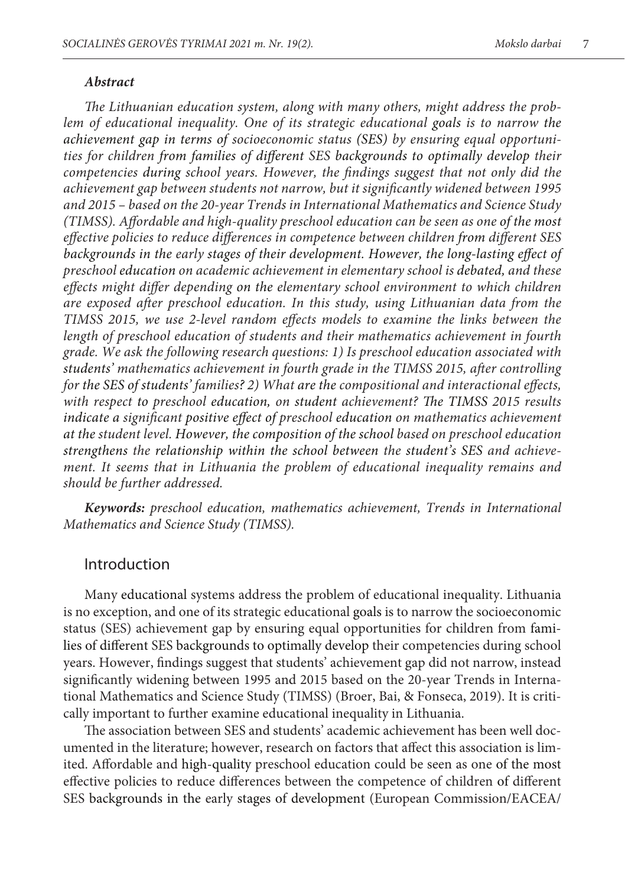***Abstract***

*The Lithuanian education system, along with many others, might address the problem of educational inequality. One of its strategic educational goals is to narrow the achievement gap in terms of socioeconomic status (SES) by ensuring equal opportunities for children from families of different SES backgrounds to optimally develop their competencies during school years. However, the findings suggest that not only did the achievement gap between students not narrow, but it significantly widened between 1995 and 2015 – based on the 20-year Trends in International Mathematics and Science Study (TIMSS). Affordable and high-quality preschool education can be seen as one of the most effective policies to reduce differences in competence between children from different SES backgrounds in the early stages of their development. However, the long-lasting effect of preschool education on academic achievement in elementary school is debated, and these effects might differ depending on the elementary school environment to which children are exposed after preschool education. In this study, using Lithuanian data from the TIMSS 2015, we use 2-level random effects models to examine the links between the length of preschool education of students and their mathematics achievement in fourth grade. We ask the following research questions: 1) Is preschool education associated with students' mathematics achievement in fourth grade in the TIMSS 2015, after controlling for the SES of students' families? 2) What are the compositional and interactional effects, with respect to preschool education, on student achievement? The TIMSS 2015 results indicate a significant positive effect of preschool education on mathematics achievement at the student level. However, the composition of the school based on preschool education strengthens the relationship within the school between the student's SES and achievement. It seems that in Lithuania the problem of educational inequality remains and should be further addressed.*

***Keywords:*** *preschool education, mathematics achievement, Trends in International Mathematics and Science Study (TIMSS).*

## Introduction

Many educational systems address the problem of educational inequality. Lithuania is no exception, and one of its strategic educational goals is to narrow the socioeconomic status (SES) achievement gap by ensuring equal opportunities for children from families of different SES backgrounds to optimally develop their competencies during school years. However, findings suggest that students' achievement gap did not narrow, instead significantly widening between 1995 and 2015 based on the 20-year Trends in International Mathematics and Science Study (TIMSS) (Broer, Bai, & Fonseca, 2019). It is critically important to further examine educational inequality in Lithuania.

The association between SES and students' academic achievement has been well documented in the literature; however, research on factors that affect this association is limited. Affordable and high-quality preschool education could be seen as one of the most effective policies to reduce differences between the competence of children of different SES backgrounds in the early stages of development (European Commission/EACEA/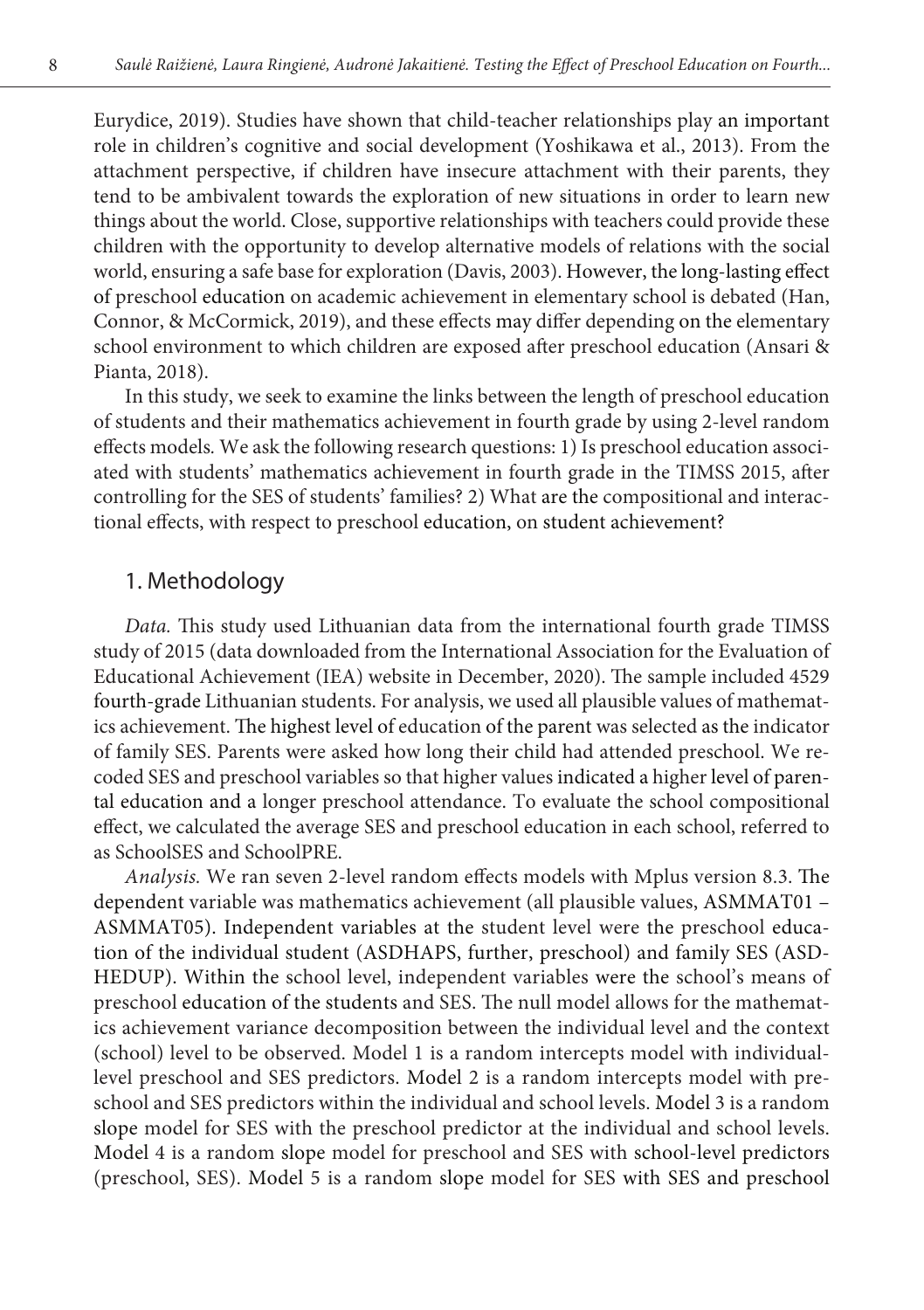Eurydice, 2019). Studies have shown that child-teacher relationships play an important role in children's cognitive and social development (Yoshikawa et al., 2013). From the attachment perspective, if children have insecure attachment with their parents, they tend to be ambivalent towards the exploration of new situations in order to learn new things about the world. Close, supportive relationships with teachers could provide these children with the opportunity to develop alternative models of relations with the social world, ensuring a safe base for exploration (Davis, 2003). However, the long-lasting effect of preschool education on academic achievement in elementary school is debated (Han, Connor, & McCormick, 2019), and these effects may differ depending on the elementary school environment to which children are exposed after preschool education (Ansari & Pianta, 2018).

In this study, we seek to examine the links between the length of preschool education of students and their mathematics achievement in fourth grade by using 2-level random effects models. We ask the following research questions: 1) Is preschool education associated with students' mathematics achievement in fourth grade in the TIMSS 2015, after controlling for the SES of students' families? 2) What are the compositional and interactional effects, with respect to preschool education, on student achievement?

## 1. Methodology

*Data.* This study used Lithuanian data from the international fourth grade TIMSS study of 2015 (data downloaded from the International Association for the Evaluation of Educational Achievement (IEA) website in December, 2020). The sample included 4529 fourth-grade Lithuanian students. For analysis, we used all plausible values of mathematics achievement. The highest level of education of the parent was selected as the indicator of family SES. Parents were asked how long their child had attended preschool. We recoded SES and preschool variables so that higher values indicated a higher level of parental education and a longer preschool attendance. To evaluate the school compositional effect, we calculated the average SES and preschool education in each school, referred to as SchoolSES and SchoolPRE.

*Analysis.* We ran seven 2-level random effects models with Mplus version 8.3. The dependent variable was mathematics achievement (all plausible values, ASMMAT01 – ASMMAT05). Independent variables at the student level were the preschool education of the individual student (ASDHAPS, further, preschool) and family SES (ASDHEDUP). Within the school level, independent variables were the school's means of preschool education of the students and SES. The null model allows for the mathematics achievement variance decomposition between the individual level and the context (school) level to be observed. Model 1 is a random intercepts model with individual-level preschool and SES predictors. Model 2 is a random intercepts model with preschool and SES predictors within the individual and school levels. Model 3 is a random slope model for SES with the preschool predictor at the individual and school levels. Model 4 is a random slope model for preschool and SES with school-level predictors (preschool, SES). Model 5 is a random slope model for SES with SES and preschool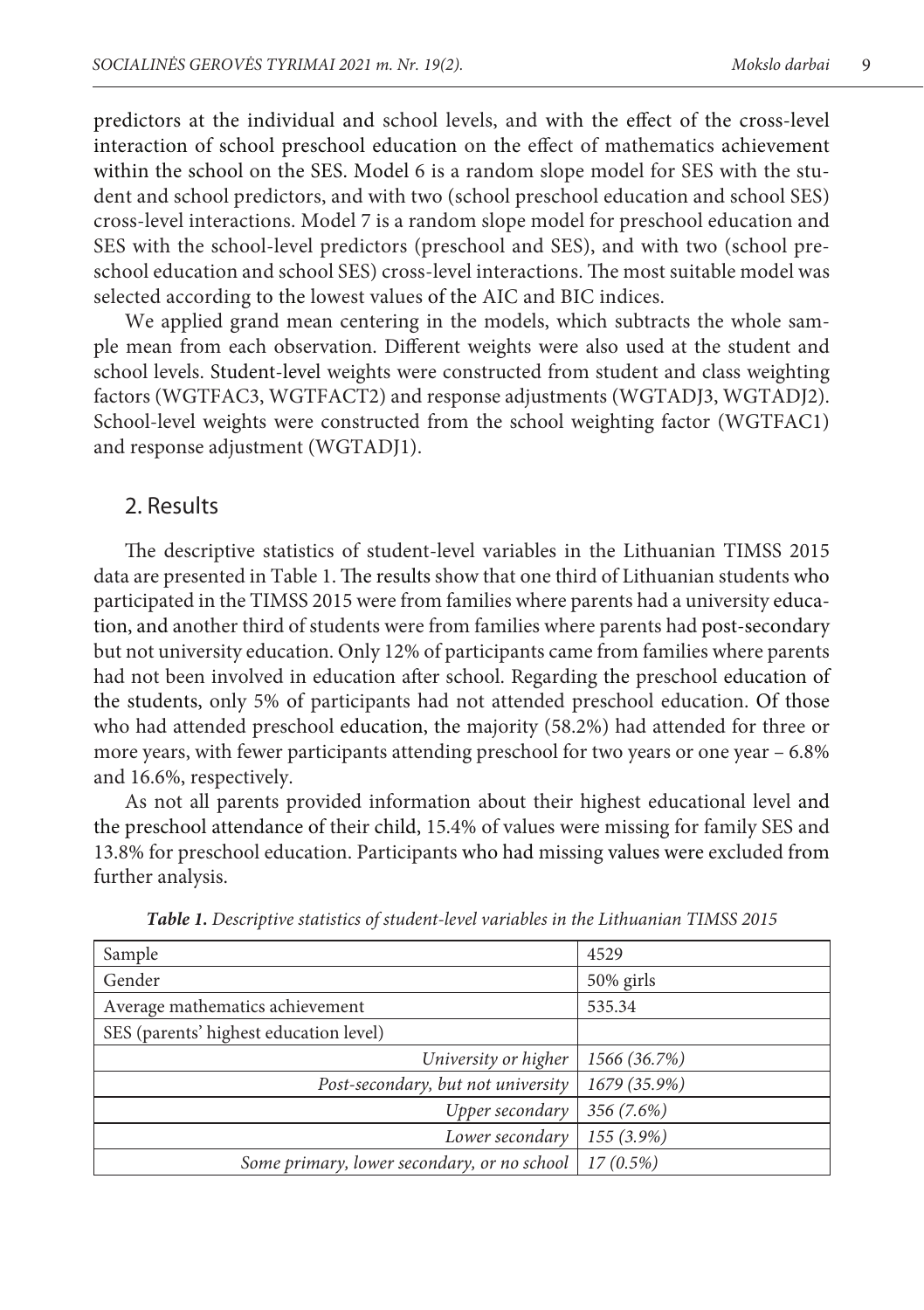predictors at the individual and school levels, and with the effect of the cross-level interaction of school preschool education on the effect of mathematics achievement within the school on the SES. Model 6 is a random slope model for SES with the student and school predictors, and with two (school preschool education and school SES) cross-level interactions. Model 7 is a random slope model for preschool education and SES with the school-level predictors (preschool and SES), and with two (school preschool education and school SES) cross-level interactions. The most suitable model was selected according to the lowest values of the AIC and BIC indices.

We applied grand mean centering in the models, which subtracts the whole sample mean from each observation. Different weights were also used at the student and school levels. Student-level weights were constructed from student and class weighting factors (WGTFAC3, WGTFACT2) and response adjustments (WGTADJ3, WGTADJ2). School-level weights were constructed from the school weighting factor (WGTFAC1) and response adjustment (WGTADJ1).

## 2. Results

The descriptive statistics of student-level variables in the Lithuanian TIMSS 2015 data are presented in Table 1. The results show that one third of Lithuanian students who participated in the TIMSS 2015 were from families where parents had a university education, and another third of students were from families where parents had post-secondary but not university education. Only 12% of participants came from families where parents had not been involved in education after school. Regarding the preschool education of the students, only 5% of participants had not attended preschool education. Of those who had attended preschool education, the majority (58.2%) had attended for three or more years, with fewer participants attending preschool for two years or one year – 6.8% and 16.6%, respectively.

As not all parents provided information about their highest educational level and the preschool attendance of their child, 15.4% of values were missing for family SES and 13.8% for preschool education. Participants who had missing values were excluded from further analysis.

***Table 1.*** *Descriptive statistics of student-level variables in the Lithuanian TIMSS 2015*

| Sample | 4529 |
|---|---|
| Gender | 50% girls |
| Average mathematics achievement | 535.34 |
| SES (parents' highest education level) | |
| *University or higher* | *1566 (36.7%)* |
| *Post-secondary, but not university* | *1679 (35.9%)* |
| *Upper secondary* | *356 (7.6%)* |
| *Lower secondary* | *155 (3.9%)* |
| *Some primary, lower secondary, or no school* | *17 (0.5%)* |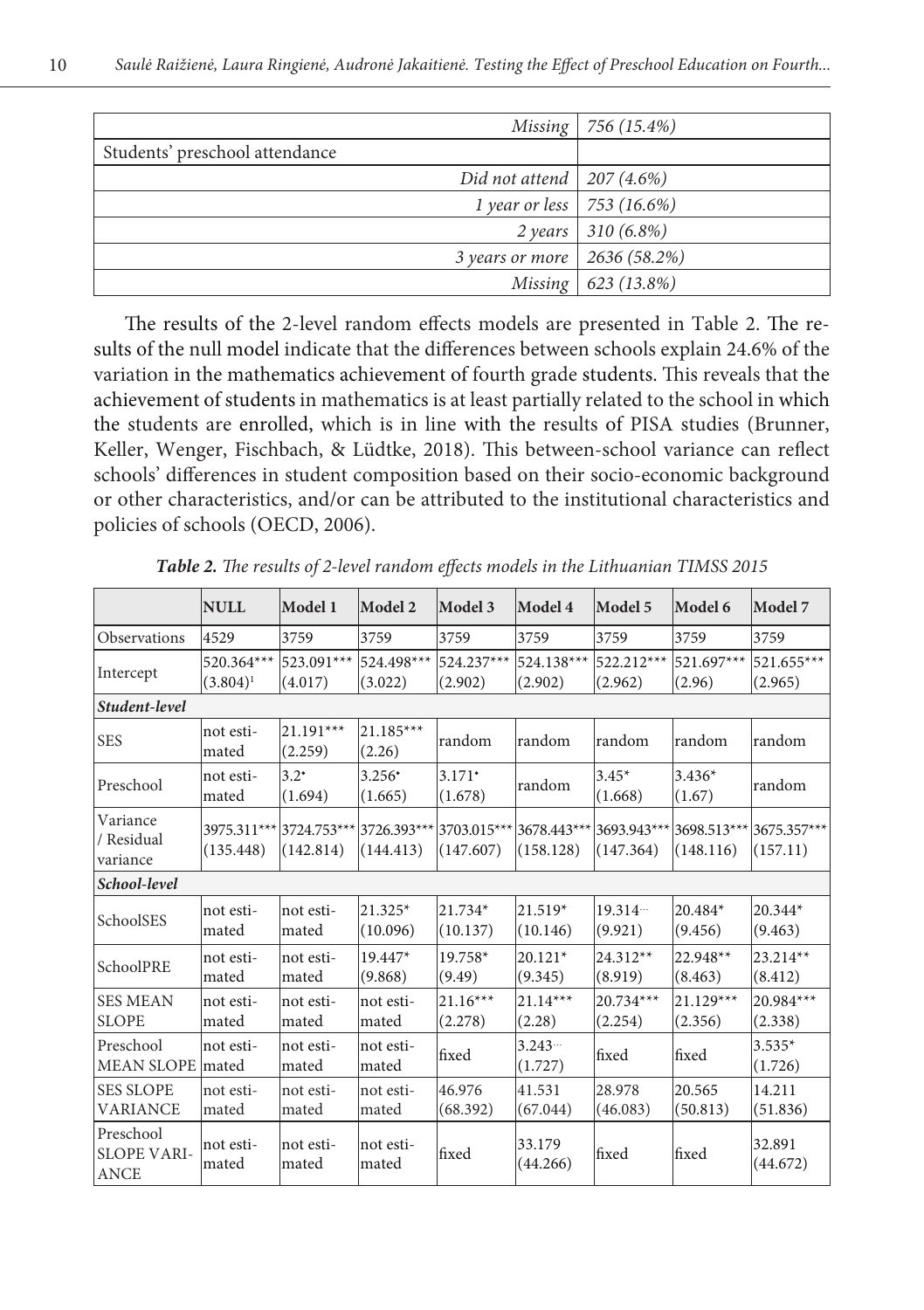| | |
|---|---|
| *Missing* | *756 (15.4%)* |
| Students' preschool attendance | |
| *Did not attend* | *207 (4.6%)* |
| *1 year or less* | *753 (16.6%)* |
| *2 years* | *310 (6.8%)* |
| *3 years or more* | *2636 (58.2%)* |
| *Missing* | *623 (13.8%)* |

The results of the 2-level random effects models are presented in Table 2. The results of the null model indicate that the differences between schools explain 24.6% of the variation in the mathematics achievement of fourth grade students. This reveals that the achievement of students in mathematics is at least partially related to the school in which the students are enrolled, which is in line with the results of PISA studies (Brunner, Keller, Wenger, Fischbach, & Lüdtke, 2018). This between-school variance can reflect schools' differences in student composition based on their socio-economic background or other characteristics, and/or can be attributed to the institutional characteristics and policies of schools (OECD, 2006).

***Table 2.*** *The results of 2-level random effects models in the Lithuanian TIMSS 2015*

| | NULL | Model 1 | Model 2 | Model 3 | Model 4 | Model 5 | Model 6 | Model 7 |
|---|---|---|---|---|---|---|---|---|
| Observations | 4529 | 3759 | 3759 | 3759 | 3759 | 3759 | 3759 | 3759 |
| Intercept | 520.364*** (3.804)[1] | 523.091*** (4.017) | 524.498*** (3.022) | 524.237*** (2.902) | 524.138*** (2.902) | 522.212*** (2.962) | 521.697*** (2.96) | 521.655*** (2.965) |
| ***Student-level*** | | | | | | | | |
| SES | not estimated | 21.191*** (2.259) | 21.185*** (2.26) | random | random | random | random | random |
| Preschool | not estimated | 3.2* (1.694) | 3.256* (1.665) | 3.171* (1.678) | random | 3.45* (1.668) | 3.436* (1.67) | random |
| Variance / Residual variance | 3975.311*** (135.448) | 3724.753*** (142.814) | 3726.393*** (144.413) | 3703.015*** (147.607) | 3678.443*** (158.128) | 3693.943*** (147.364) | 3698.513*** (148.116) | 3675.357*** (157.11) |
| ***School-level*** | | | | | | | | |
| SchoolSES | not estimated | not estimated | 21.325* (10.096) | 21.734* (10.137) | 21.519* (10.146) | 19.314... (9.921) | 20.484* (9.456) | 20.344* (9.463) |
| SchoolPRE | not estimated | not estimated | 19.447* (9.868) | 19.758* (9.49) | 20.121* (9.345) | 24.312** (8.919) | 22.948** (8.463) | 23.214** (8.412) |
| SES MEAN SLOPE | not estimated | not estimated | not estimated | 21.16*** (2.278) | 21.14*** (2.28) | 20.734*** (2.254) | 21.129*** (2.356) | 20.984*** (2.338) |
| Preschool MEAN SLOPE | not estimated | not estimated | not estimated | fixed | 3.243... (1.727) | fixed | fixed | 3.535* (1.726) |
| SES SLOPE VARIANCE | not estimated | not estimated | not estimated | 46.976 (68.392) | 41.531 (67.044) | 28.978 (46.083) | 20.565 (50.813) | 14.211 (51.836) |
| Preschool SLOPE VARIANCE | not estimated | not estimated | not estimated | fixed | 33.179 (44.266) | fixed | fixed | 32.891 (44.672) |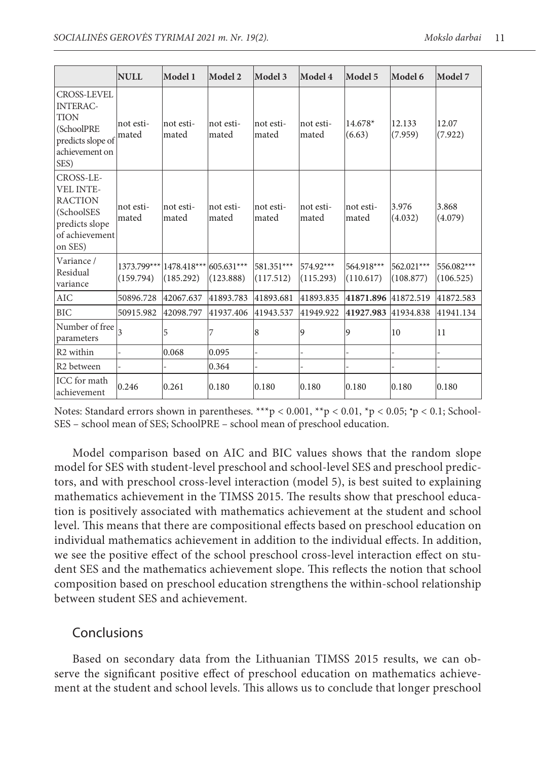|  | NULL | Model 1 | Model 2 | Model 3 | Model 4 | Model 5 | Model 6 | Model 7 |
|---|---|---|---|---|---|---|---|---|
| CROSS-LEVEL INTERAC-TION (SchoolPRE predicts slope of achievement on SES) | not esti-mated | not esti-mated | not esti-mated | not esti-mated | not esti-mated | 14.678* (6.63) | 12.133 (7.959) | 12.07 (7.922) |
| CROSS-LE-VEL INTE-RACTION (SchoolSES predicts slope of achievement on SES) | not esti-mated | not esti-mated | not esti-mated | not esti-mated | not esti-mated | not esti-mated | 3.976 (4.032) | 3.868 (4.079) |
| Variance / Residual variance | 1373.799*** (159.794) | 1478.418*** (185.292) | 605.631*** (123.888) | 581.351*** (117.512) | 574.92*** (115.293) | 564.918*** (110.617) | 562.021*** (108.877) | 556.082*** (106.525) |
| AIC | 50896.728 | 42067.637 | 41893.783 | 41893.681 | 41893.835 | **41871.896** | 41872.519 | 41872.583 |
| BIC | 50915.982 | 42098.797 | 41937.406 | 41943.537 | 41949.922 | **41927.983** | 41934.838 | 41941.134 |
| Number of free parameters | 3 | 5 | 7 | 8 | 9 | 9 | 10 | 11 |
| R2 within | - | 0.068 | 0.095 | - | - | - | - | - |
| R2 between | - | - | 0.364 | - | - | - | - | - |
| ICC for math achievement | 0.246 | 0.261 | 0.180 | 0.180 | 0.180 | 0.180 | 0.180 | 0.180 |

Notes: Standard errors shown in parentheses. ***$p < 0.001$, **$p < 0.01$, *$p < 0.05$; ⁺$p < 0.1$; SchoolSES – school mean of SES; SchoolPRE – school mean of preschool education.

Model comparison based on AIC and BIC values shows that the random slope model for SES with student-level preschool and school-level SES and preschool predictors, and with preschool cross-level interaction (model 5), is best suited to explaining mathematics achievement in the TIMSS 2015. The results show that preschool education is positively associated with mathematics achievement at the student and school level. This means that there are compositional effects based on preschool education on individual mathematics achievement in addition to the individual effects. In addition, we see the positive effect of the school preschool cross-level interaction effect on student SES and the mathematics achievement slope. This reflects the notion that school composition based on preschool education strengthens the within-school relationship between student SES and achievement.

## Conclusions

Based on secondary data from the Lithuanian TIMSS 2015 results, we can observe the significant positive effect of preschool education on mathematics achievement at the student and school levels. This allows us to conclude that longer preschool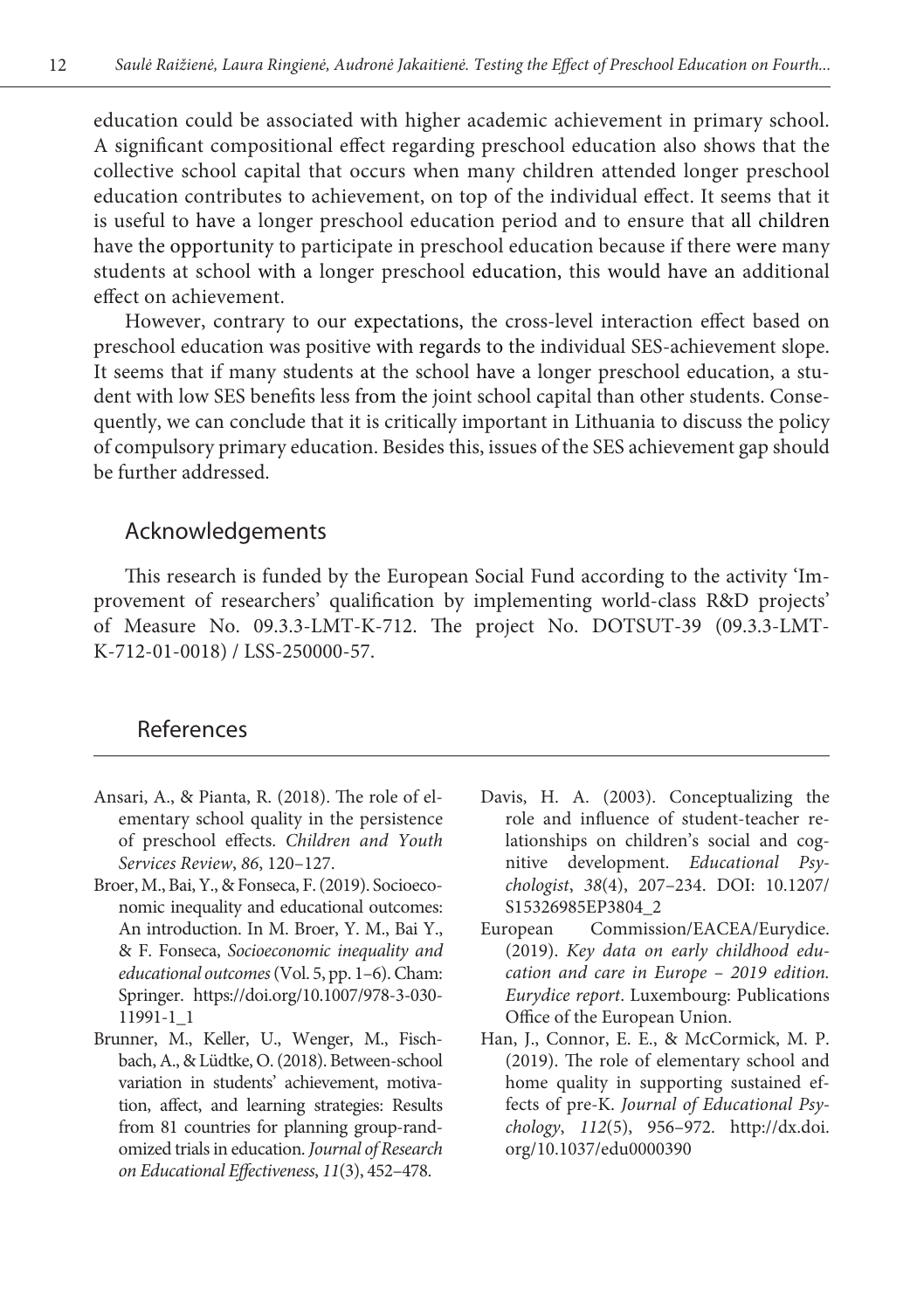education could be associated with higher academic achievement in primary school. A significant compositional effect regarding preschool education also shows that the collective school capital that occurs when many children attended longer preschool education contributes to achievement, on top of the individual effect. It seems that it is useful to have a longer preschool education period and to ensure that all children have the opportunity to participate in preschool education because if there were many students at school with a longer preschool education, this would have an additional effect on achievement.

However, contrary to our expectations, the cross-level interaction effect based on preschool education was positive with regards to the individual SES-achievement slope. It seems that if many students at the school have a longer preschool education, a student with low SES benefits less from the joint school capital than other students. Consequently, we can conclude that it is critically important in Lithuania to discuss the policy of compulsory primary education. Besides this, issues of the SES achievement gap should be further addressed.

## Acknowledgements

This research is funded by the European Social Fund according to the activity 'Improvement of researchers' qualification by implementing world-class R&D projects' of Measure No. 09.3.3-LMT-K-712. The project No. DOTSUT-39 (09.3.3-LMT-K-712-01-0018) / LSS-250000-57.

## References

Ansari, A., & Pianta, R. (2018). The role of elementary school quality in the persistence of preschool effects. *Children and Youth Services Review*, *86*, 120–127.

Broer, M., Bai, Y., & Fonseca, F. (2019). Socioeconomic inequality and educational outcomes: An introduction. In M. Broer, Y. M., Bai Y., & F. Fonseca, *Socioeconomic inequality and educational outcomes* (Vol. 5, pp. 1–6). Cham: Springer. https://doi.org/10.1007/978-3-030-11991-1_1

Brunner, M., Keller, U., Wenger, M., Fischbach, A., & Lüdtke, O. (2018). Between-school variation in students' achievement, motivation, affect, and learning strategies: Results from 81 countries for planning group-randomized trials in education. *Journal of Research on Educational Effectiveness*, *11*(3), 452–478.

Davis, H. A. (2003). Conceptualizing the role and influence of student-teacher relationships on children's social and cognitive development. *Educational Psychologist*, *38*(4), 207–234. DOI: 10.1207/S15326985EP3804_2

European Commission/EACEA/Eurydice. (2019). *Key data on early childhood education and care in Europe – 2019 edition. Eurydice report*. Luxembourg: Publications Office of the European Union.

Han, J., Connor, E. E., & McCormick, M. P. (2019). The role of elementary school and home quality in supporting sustained effects of pre-K. *Journal of Educational Psychology*, *112*(5), 956–972. http://dx.doi.org/10.1037/edu0000390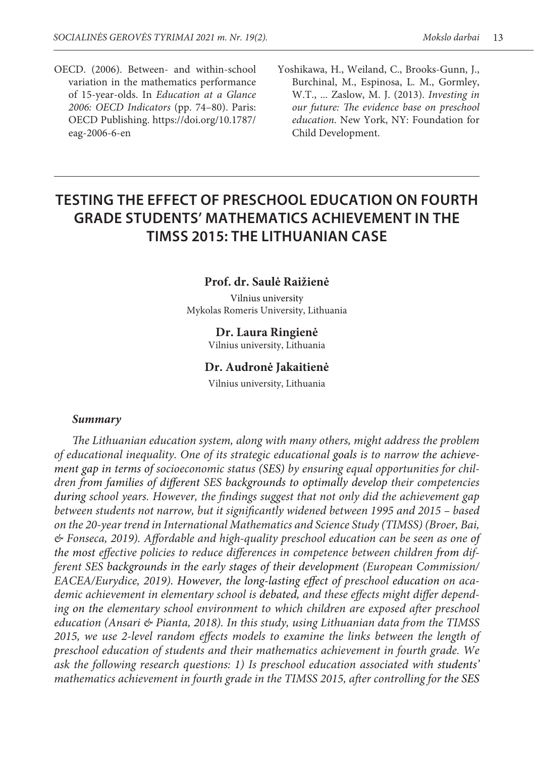OECD. (2006). Between- and within-school variation in the mathematics performance of 15-year-olds. In *Education at a Glance 2006: OECD Indicators* (pp. 74–80). Paris: OECD Publishing. https://doi.org/10.1787/eag-2006-6-en

Yoshikawa, H., Weiland, C., Brooks-Gunn, J., Burchinal, M., Espinosa, L. M., Gormley, W.T., ... Zaslow, M. J. (2013). *Investing in our future: The evidence base on preschool education*. New York, NY: Foundation for Child Development.

# TESTING THE EFFECT OF PRESCHOOL EDUCATION ON FOURTH GRADE STUDENTS' MATHEMATICS ACHIEVEMENT IN THE TIMSS 2015: THE LITHUANIAN CASE

**Prof. dr. Saulė Raižienė**

Vilnius university
Mykolas Romeris University, Lithuania

**Dr. Laura Ringienė**

Vilnius university, Lithuania

**Dr. Audronė Jakaitienė**

Vilnius university, Lithuania

***Summary***

*The Lithuanian education system, along with many others, might address the problem of educational inequality. One of its strategic educational goals is to narrow the achievement gap in terms of socioeconomic status (SES) by ensuring equal opportunities for children from families of different SES backgrounds to optimally develop their competencies during school years. However, the findings suggest that not only did the achievement gap between students not narrow, but it significantly widened between 1995 and 2015 – based on the 20-year trend in International Mathematics and Science Study (TIMSS) (Broer, Bai, & Fonseca, 2019). Affordable and high-quality preschool education can be seen as one of the most effective policies to reduce differences in competence between children from different SES backgrounds in the early stages of their development (European Commission/EACEA/Eurydice, 2019). However, the long-lasting effect of preschool education on academic achievement in elementary school is debated, and these effects might differ depending on the elementary school environment to which children are exposed after preschool education (Ansari & Pianta, 2018). In this study, using Lithuanian data from the TIMSS 2015, we use 2-level random effects models to examine the links between the length of preschool education of students and their mathematics achievement in fourth grade. We ask the following research questions: 1) Is preschool education associated with students' mathematics achievement in fourth grade in the TIMSS 2015, after controlling for the SES*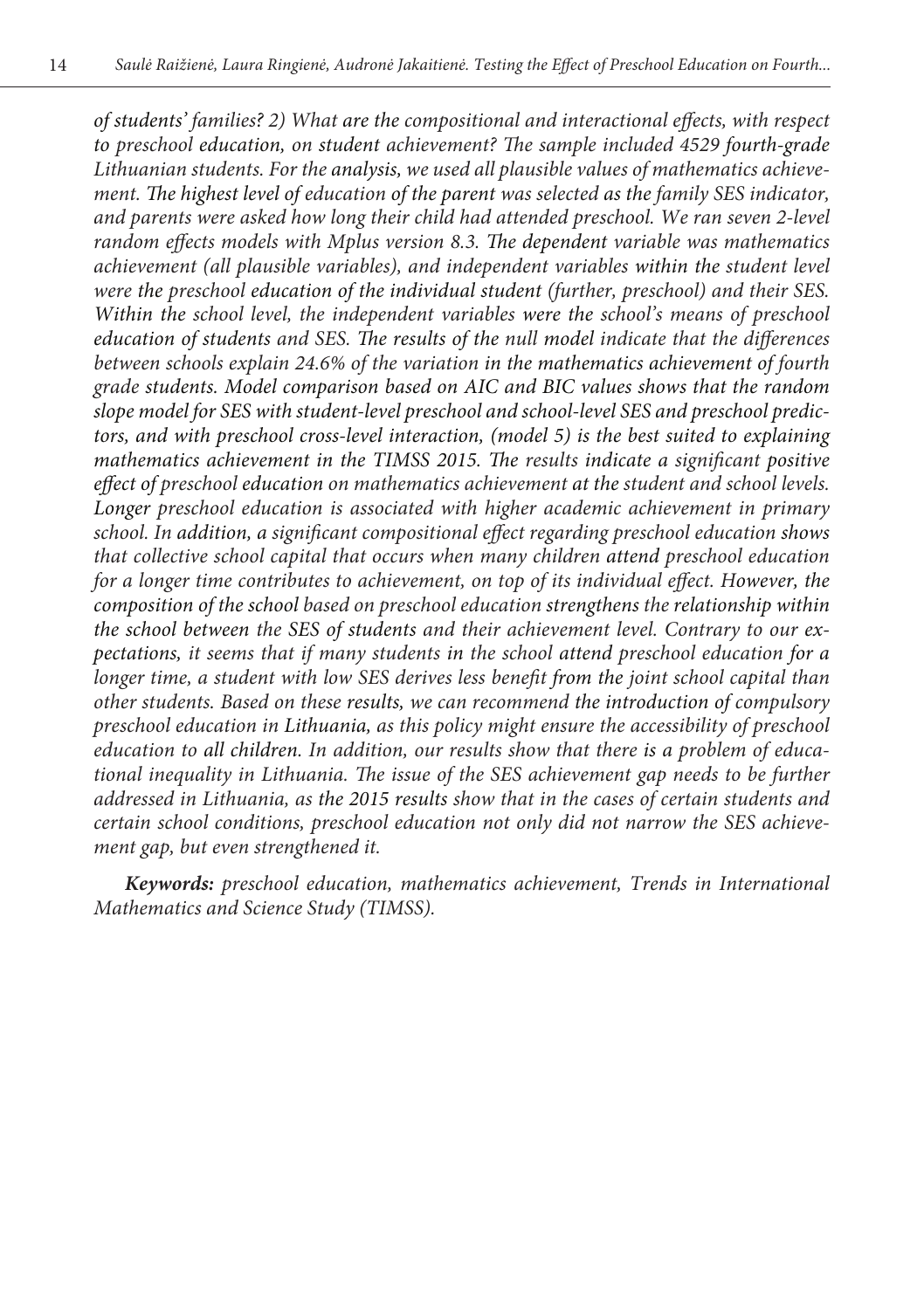*of students' families? 2) What are the compositional and interactional effects, with respect to preschool education, on student achievement? The sample included 4529 fourth-grade Lithuanian students. For the analysis, we used all plausible values of mathematics achievement. The highest level of education of the parent was selected as the family SES indicator, and parents were asked how long their child had attended preschool. We ran seven 2-level random effects models with Mplus version 8.3. The dependent variable was mathematics achievement (all plausible variables), and independent variables within the student level were the preschool education of the individual student (further, preschool) and their SES. Within the school level, the independent variables were the school's means of preschool education of students and SES. The results of the null model indicate that the differences between schools explain 24.6% of the variation in the mathematics achievement of fourth grade students. Model comparison based on AIC and BIC values shows that the random slope model for SES with student-level preschool and school-level SES and preschool predictors, and with preschool cross-level interaction, (model 5) is the best suited to explaining mathematics achievement in the TIMSS 2015. The results indicate a significant positive effect of preschool education on mathematics achievement at the student and school levels. Longer preschool education is associated with higher academic achievement in primary school. In addition, a significant compositional effect regarding preschool education shows that collective school capital that occurs when many children attend preschool education for a longer time contributes to achievement, on top of its individual effect. However, the composition of the school based on preschool education strengthens the relationship within the school between the SES of students and their achievement level. Contrary to our expectations, it seems that if many students in the school attend preschool education for a longer time, a student with low SES derives less benefit from the joint school capital than other students. Based on these results, we can recommend the introduction of compulsory preschool education in Lithuania, as this policy might ensure the accessibility of preschool education to all children. In addition, our results show that there is a problem of educational inequality in Lithuania. The issue of the SES achievement gap needs to be further addressed in Lithuania, as the 2015 results show that in the cases of certain students and certain school conditions, preschool education not only did not narrow the SES achievement gap, but even strengthened it.*

***Keywords:*** *preschool education, mathematics achievement, Trends in International Mathematics and Science Study (TIMSS).*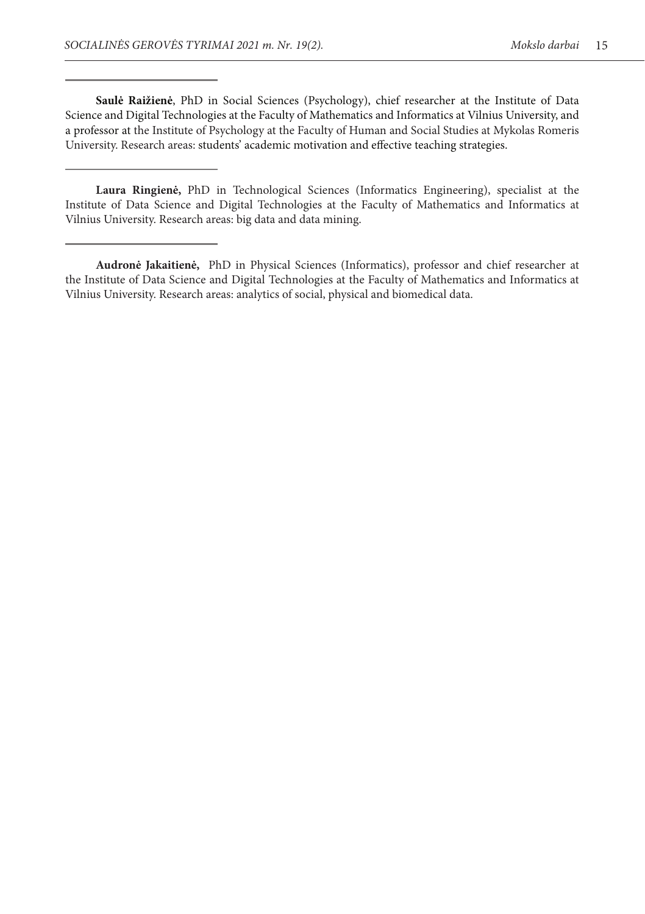---

**Saulė Raižienė**, PhD in Social Sciences (Psychology), chief researcher at the Institute of Data Science and Digital Technologies at the Faculty of Mathematics and Informatics at Vilnius University, and a professor at the Institute of Psychology at the Faculty of Human and Social Studies at Mykolas Romeris University. Research areas: students' academic motivation and effective teaching strategies.

---

**Laura Ringienė,** PhD in Technological Sciences (Informatics Engineering), specialist at the Institute of Data Science and Digital Technologies at the Faculty of Mathematics and Informatics at Vilnius University. Research areas: big data and data mining.

---

**Audronė Jakaitienė,** PhD in Physical Sciences (Informatics), professor and chief researcher at the Institute of Data Science and Digital Technologies at the Faculty of Mathematics and Informatics at Vilnius University. Research areas: analytics of social, physical and biomedical data.